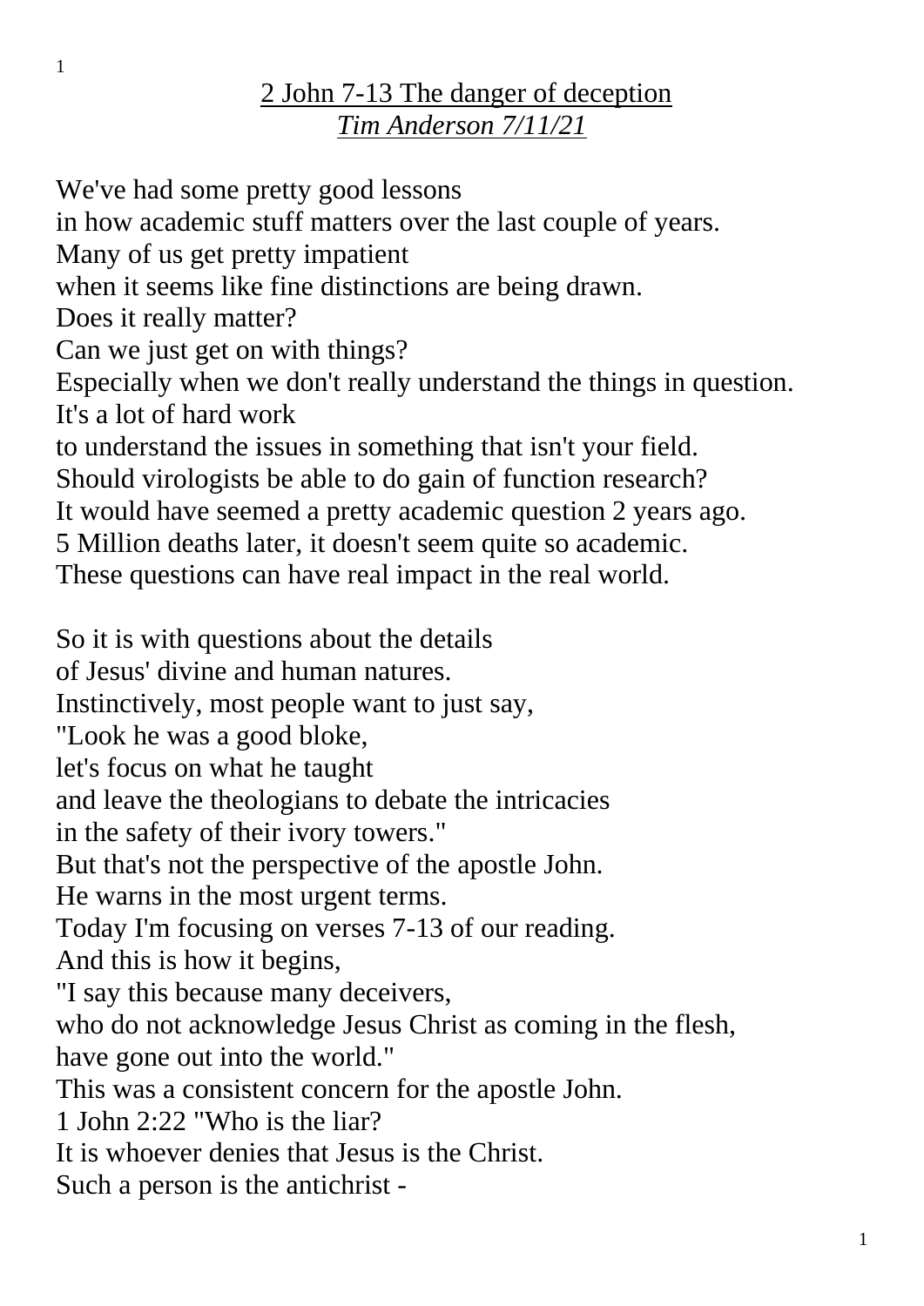# <u>2 John 7-13 The danger of deception</u>

*<u>Tim Anderson 7/11/21</u>*

We've had some pretty good lessons
in how academic stuff matters over the last couple of years.
Many of us get pretty impatient
when it seems like fine distinctions are being drawn.
Does it really matter?
Can we just get on with things?
Especially when we don't really understand the things in question.
It's a lot of hard work
to understand the issues in something that isn't your field.
Should virologists be able to do gain of function research?
It would have seemed a pretty academic question 2 years ago.
5 Million deaths later, it doesn't seem quite so academic.
These questions can have real impact in the real world.

So it is with questions about the details
of Jesus' divine and human natures.
Instinctively, most people want to just say,
"Look he was a good bloke,
let's focus on what he taught
and leave the theologians to debate the intricacies
in the safety of their ivory towers."
But that's not the perspective of the apostle John.
He warns in the most urgent terms.
Today I'm focusing on verses 7-13 of our reading.
And this is how it begins,
"I say this because many deceivers,
who do not acknowledge Jesus Christ as coming in the flesh,
have gone out into the world."
This was a consistent concern for the apostle John.
1 John 2:22 "Who is the liar?
It is whoever denies that Jesus is the Christ.
Such a person is the antichrist -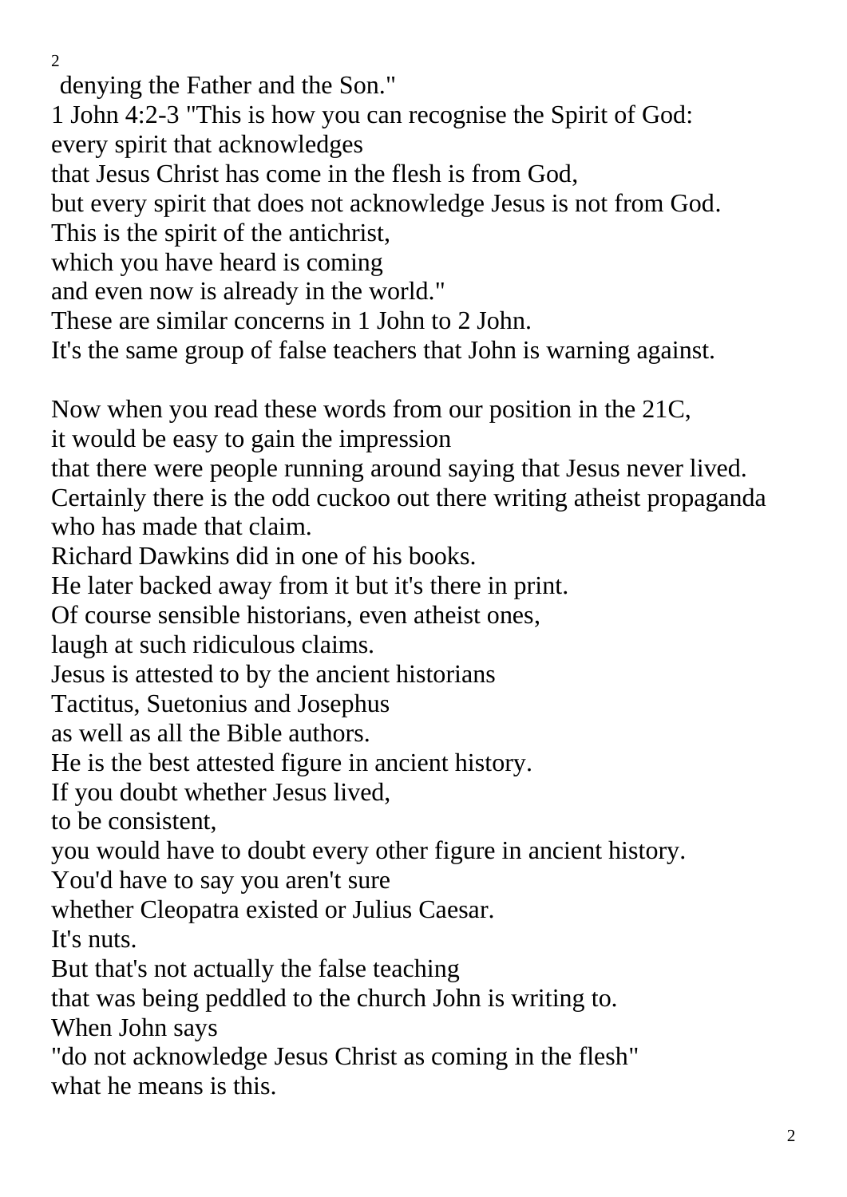denying the Father and the Son."
1 John 4:2-3 "This is how you can recognise the Spirit of God:
every spirit that acknowledges
that Jesus Christ has come in the flesh is from God,
but every spirit that does not acknowledge Jesus is not from God.
This is the spirit of the antichrist,
which you have heard is coming
and even now is already in the world."
These are similar concerns in 1 John to 2 John.
It's the same group of false teachers that John is warning against.

Now when you read these words from our position in the 21C,
it would be easy to gain the impression
that there were people running around saying that Jesus never lived.
Certainly there is the odd cuckoo out there writing atheist propaganda who has made that claim.
Richard Dawkins did in one of his books.
He later backed away from it but it's there in print.
Of course sensible historians, even atheist ones,
laugh at such ridiculous claims.
Jesus is attested to by the ancient historians
Tactitus, Suetonius and Josephus
as well as all the Bible authors.
He is the best attested figure in ancient history.
If you doubt whether Jesus lived,
to be consistent,
you would have to doubt every other figure in ancient history.
You'd have to say you aren't sure
whether Cleopatra existed or Julius Caesar.
It's nuts.
But that's not actually the false teaching
that was being peddled to the church John is writing to.
When John says
"do not acknowledge Jesus Christ as coming in the flesh"
what he means is this.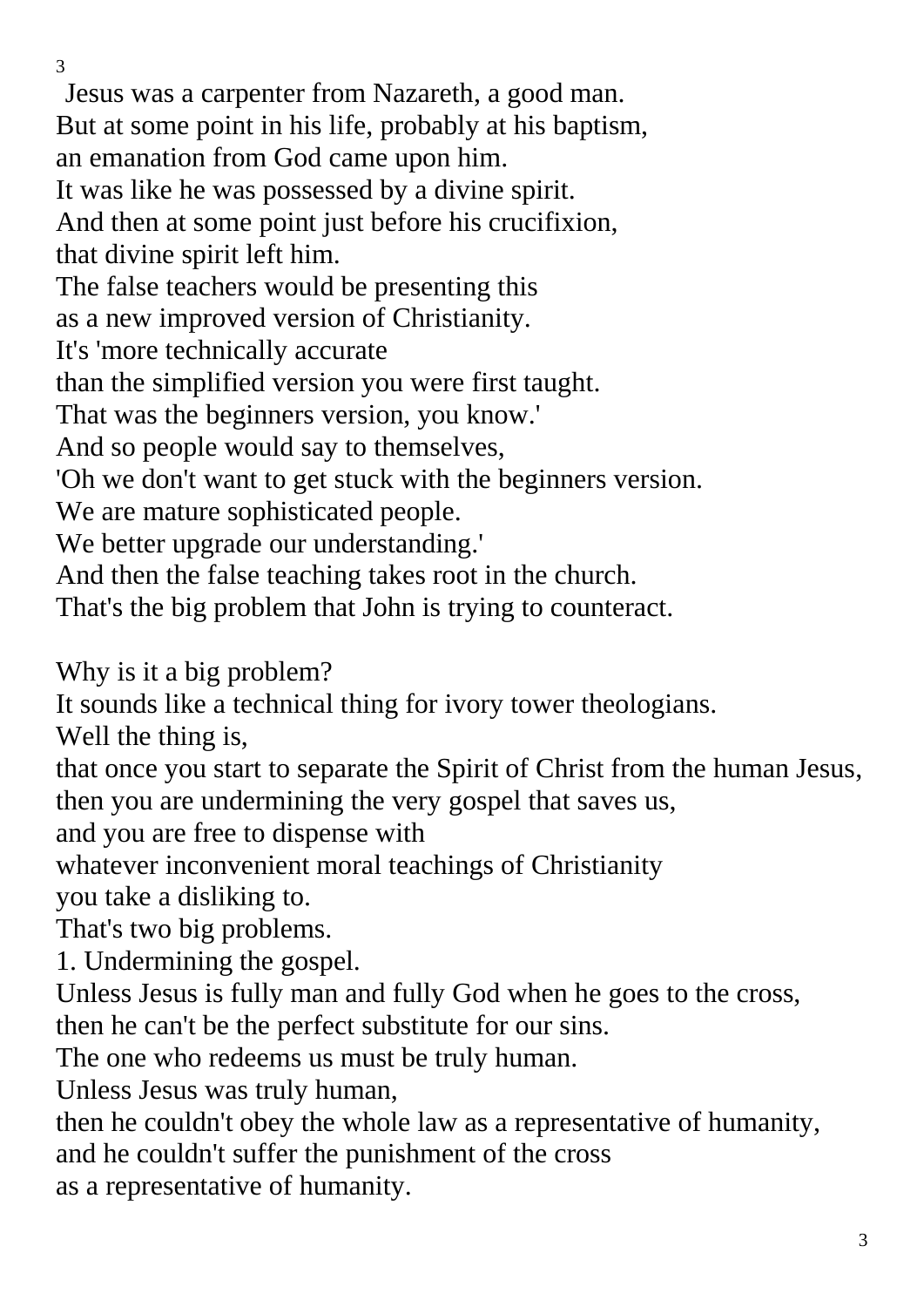Jesus was a carpenter from Nazareth, a good man.
But at some point in his life, probably at his baptism,
an emanation from God came upon him.
It was like he was possessed by a divine spirit.
And then at some point just before his crucifixion,
that divine spirit left him.
The false teachers would be presenting this
as a new improved version of Christianity.
It's 'more technically accurate
than the simplified version you were first taught.
That was the beginners version, you know.'
And so people would say to themselves,
'Oh we don't want to get stuck with the beginners version.
We are mature sophisticated people.
We better upgrade our understanding.'
And then the false teaching takes root in the church.
That's the big problem that John is trying to counteract.

Why is it a big problem?
It sounds like a technical thing for ivory tower theologians.
Well the thing is,
that once you start to separate the Spirit of Christ from the human Jesus,
then you are undermining the very gospel that saves us,
and you are free to dispense with
whatever inconvenient moral teachings of Christianity
you take a disliking to.
That's two big problems.
1. Undermining the gospel.
Unless Jesus is fully man and fully God when he goes to the cross,
then he can't be the perfect substitute for our sins.
The one who redeems us must be truly human.
Unless Jesus was truly human,
then he couldn't obey the whole law as a representative of humanity,
and he couldn't suffer the punishment of the cross
as a representative of humanity.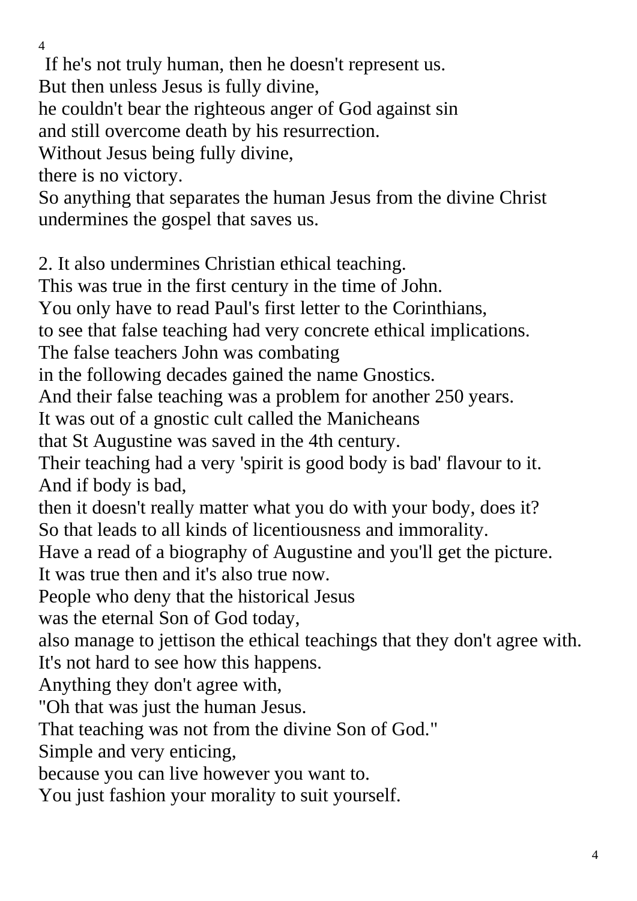If he's not truly human, then he doesn't represent us.
But then unless Jesus is fully divine,
he couldn't bear the righteous anger of God against sin
and still overcome death by his resurrection.
Without Jesus being fully divine,
there is no victory.
So anything that separates the human Jesus from the divine Christ
undermines the gospel that saves us.

2. It also undermines Christian ethical teaching.
This was true in the first century in the time of John.
You only have to read Paul's first letter to the Corinthians,
to see that false teaching had very concrete ethical implications.
The false teachers John was combating
in the following decades gained the name Gnostics.
And their false teaching was a problem for another 250 years.
It was out of a gnostic cult called the Manicheans
that St Augustine was saved in the 4th century.
Their teaching had a very 'spirit is good body is bad' flavour to it.
And if body is bad,
then it doesn't really matter what you do with your body, does it?
So that leads to all kinds of licentiousness and immorality.
Have a read of a biography of Augustine and you'll get the picture.
It was true then and it's also true now.
People who deny that the historical Jesus
was the eternal Son of God today,
also manage to jettison the ethical teachings that they don't agree with.
It's not hard to see how this happens.
Anything they don't agree with,
"Oh that was just the human Jesus.
That teaching was not from the divine Son of God."
Simple and very enticing,
because you can live however you want to.
You just fashion your morality to suit yourself.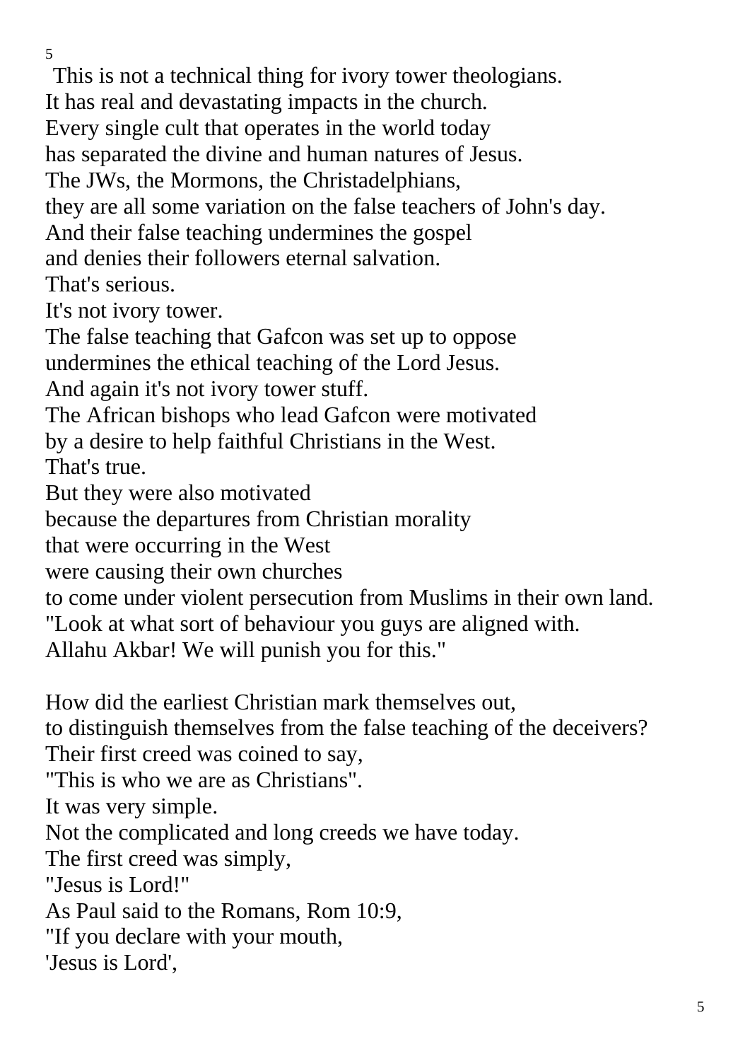This is not a technical thing for ivory tower theologians.
It has real and devastating impacts in the church.
Every single cult that operates in the world today
has separated the divine and human natures of Jesus.
The JWs, the Mormons, the Christadelphians,
they are all some variation on the false teachers of John's day.
And their false teaching undermines the gospel
and denies their followers eternal salvation.
That's serious.
It's not ivory tower.
The false teaching that Gafcon was set up to oppose
undermines the ethical teaching of the Lord Jesus.
And again it's not ivory tower stuff.
The African bishops who lead Gafcon were motivated
by a desire to help faithful Christians in the West.
That's true.
But they were also motivated
because the departures from Christian morality
that were occurring in the West
were causing their own churches
to come under violent persecution from Muslims in their own land.
"Look at what sort of behaviour you guys are aligned with.
Allahu Akbar! We will punish you for this."

How did the earliest Christian mark themselves out,
to distinguish themselves from the false teaching of the deceivers?
Their first creed was coined to say,
"This is who we are as Christians".
It was very simple.
Not the complicated and long creeds we have today.
The first creed was simply,
"Jesus is Lord!"
As Paul said to the Romans, Rom 10:9,
"If you declare with your mouth,
'Jesus is Lord',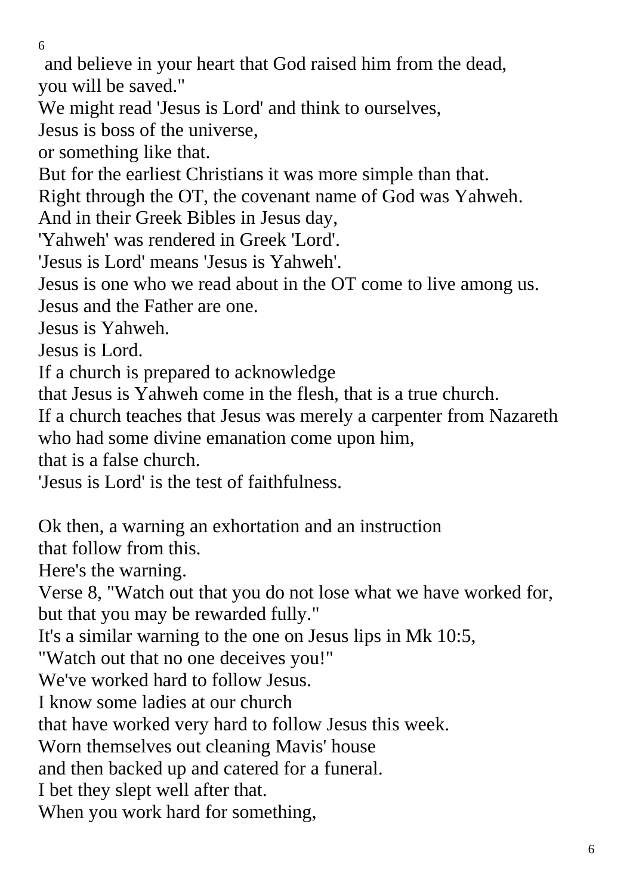and believe in your heart that God raised him from the dead,
you will be saved."
We might read 'Jesus is Lord' and think to ourselves,
Jesus is boss of the universe,
or something like that.
But for the earliest Christians it was more simple than that.
Right through the OT, the covenant name of God was Yahweh.
And in their Greek Bibles in Jesus day,
'Yahweh' was rendered in Greek 'Lord'.
'Jesus is Lord' means 'Jesus is Yahweh'.
Jesus is one who we read about in the OT come to live among us.
Jesus and the Father are one.
Jesus is Yahweh.
Jesus is Lord.
If a church is prepared to acknowledge
that Jesus is Yahweh come in the flesh, that is a true church.
If a church teaches that Jesus was merely a carpenter from Nazareth
who had some divine emanation come upon him,
that is a false church.
'Jesus is Lord' is the test of faithfulness.

Ok then, a warning an exhortation and an instruction
that follow from this.
Here's the warning.
Verse 8, "Watch out that you do not lose what we have worked for,
but that you may be rewarded fully."
It's a similar warning to the one on Jesus lips in Mk 10:5,
"Watch out that no one deceives you!"
We've worked hard to follow Jesus.
I know some ladies at our church
that have worked very hard to follow Jesus this week.
Worn themselves out cleaning Mavis' house
and then backed up and catered for a funeral.
I bet they slept well after that.
When you work hard for something,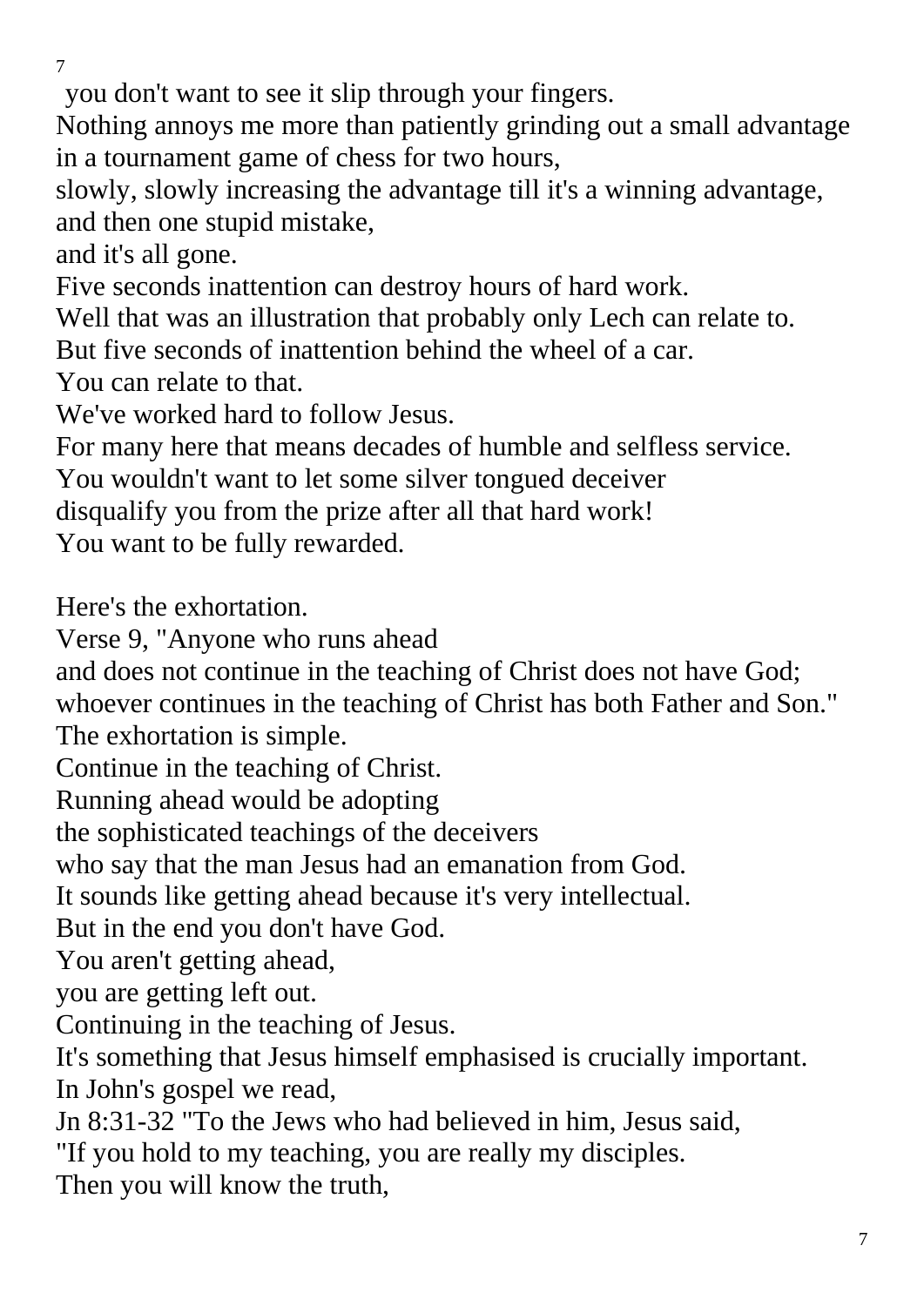you don't want to see it slip through your fingers.
Nothing annoys me more than patiently grinding out a small advantage in a tournament game of chess for two hours,
slowly, slowly increasing the advantage till it's a winning advantage,
and then one stupid mistake,
and it's all gone.
Five seconds inattention can destroy hours of hard work.
Well that was an illustration that probably only Lech can relate to.
But five seconds of inattention behind the wheel of a car.
You can relate to that.
We've worked hard to follow Jesus.
For many here that means decades of humble and selfless service.
You wouldn't want to let some silver tongued deceiver
disqualify you from the prize after all that hard work!
You want to be fully rewarded.

Here's the exhortation.
Verse 9, "Anyone who runs ahead
and does not continue in the teaching of Christ does not have God;
whoever continues in the teaching of Christ has both Father and Son."
The exhortation is simple.
Continue in the teaching of Christ.
Running ahead would be adopting
the sophisticated teachings of the deceivers
who say that the man Jesus had an emanation from God.
It sounds like getting ahead because it's very intellectual.
But in the end you don't have God.
You aren't getting ahead,
you are getting left out.
Continuing in the teaching of Jesus.
It's something that Jesus himself emphasised is crucially important.
In John's gospel we read,
Jn 8:31-32 "To the Jews who had believed in him, Jesus said,
"If you hold to my teaching, you are really my disciples.
Then you will know the truth,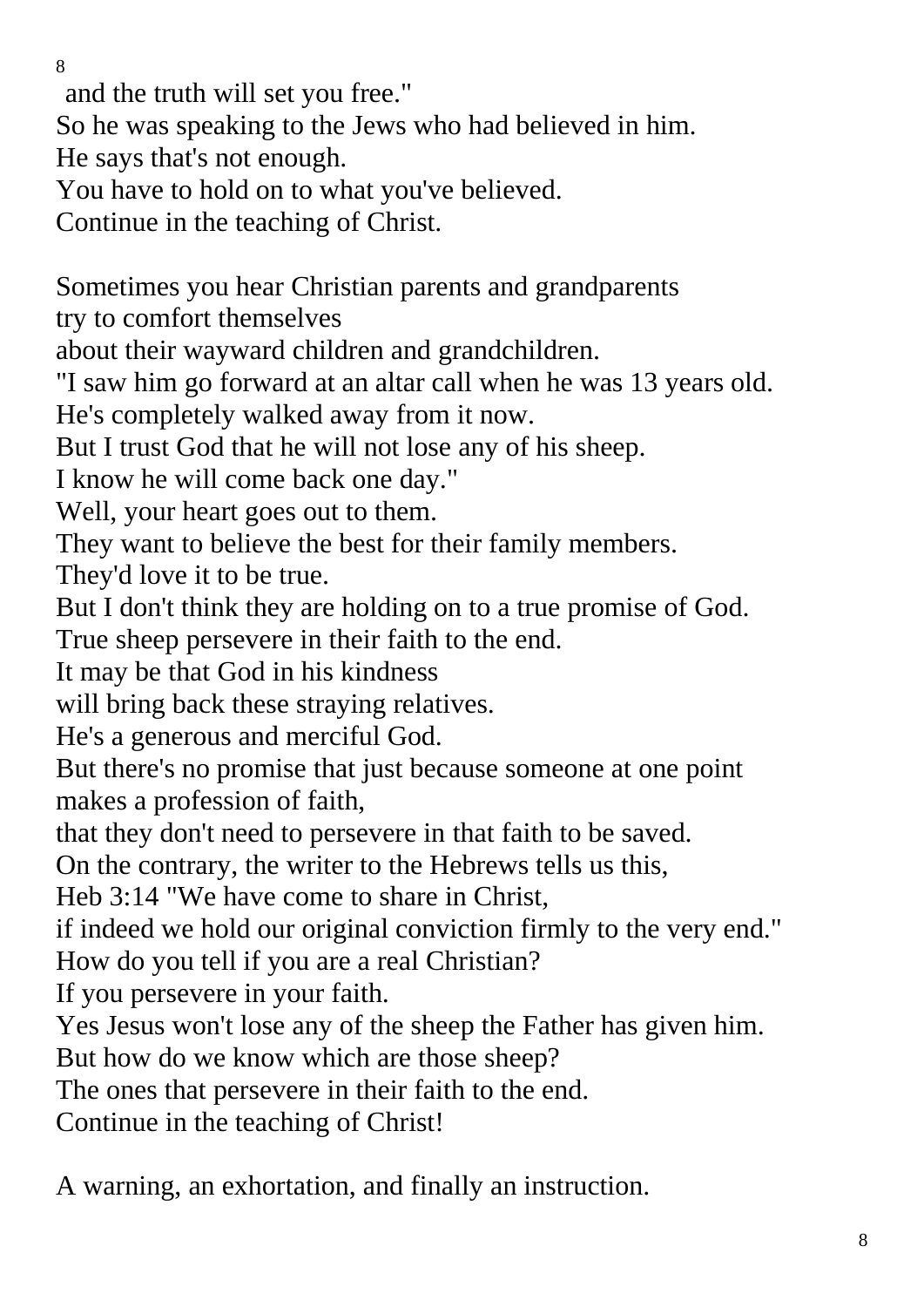and the truth will set you free."
So he was speaking to the Jews who had believed in him.
He says that's not enough.
You have to hold on to what you've believed.
Continue in the teaching of Christ.

Sometimes you hear Christian parents and grandparents
try to comfort themselves
about their wayward children and grandchildren.
"I saw him go forward at an altar call when he was 13 years old.
He's completely walked away from it now.
But I trust God that he will not lose any of his sheep.
I know he will come back one day."
Well, your heart goes out to them.
They want to believe the best for their family members.
They'd love it to be true.
But I don't think they are holding on to a true promise of God.
True sheep persevere in their faith to the end.
It may be that God in his kindness
will bring back these straying relatives.
He's a generous and merciful God.
But there's no promise that just because someone at one point makes a profession of faith,
that they don't need to persevere in that faith to be saved.
On the contrary, the writer to the Hebrews tells us this,
Heb 3:14 "We have come to share in Christ,
if indeed we hold our original conviction firmly to the very end."
How do you tell if you are a real Christian?
If you persevere in your faith.
Yes Jesus won't lose any of the sheep the Father has given him.
But how do we know which are those sheep?
The ones that persevere in their faith to the end.
Continue in the teaching of Christ!

A warning, an exhortation, and finally an instruction.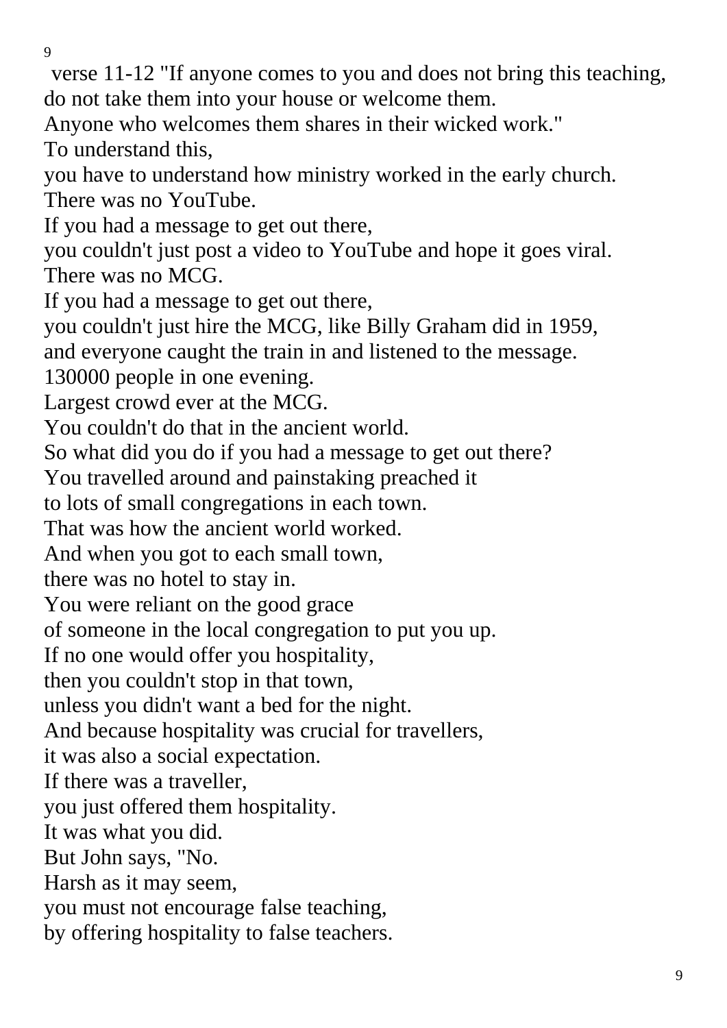verse 11-12 "If anyone comes to you and does not bring this teaching, do not take them into your house or welcome them.
Anyone who welcomes them shares in their wicked work."
To understand this,
you have to understand how ministry worked in the early church.
There was no YouTube.
If you had a message to get out there,
you couldn't just post a video to YouTube and hope it goes viral.
There was no MCG.
If you had a message to get out there,
you couldn't just hire the MCG, like Billy Graham did in 1959,
and everyone caught the train in and listened to the message.
130000 people in one evening.
Largest crowd ever at the MCG.
You couldn't do that in the ancient world.
So what did you do if you had a message to get out there?
You travelled around and painstaking preached it
to lots of small congregations in each town.
That was how the ancient world worked.
And when you got to each small town,
there was no hotel to stay in.
You were reliant on the good grace
of someone in the local congregation to put you up.
If no one would offer you hospitality,
then you couldn't stop in that town,
unless you didn't want a bed for the night.
And because hospitality was crucial for travellers,
it was also a social expectation.
If there was a traveller,
you just offered them hospitality.
It was what you did.
But John says, "No.
Harsh as it may seem,
you must not encourage false teaching,
by offering hospitality to false teachers.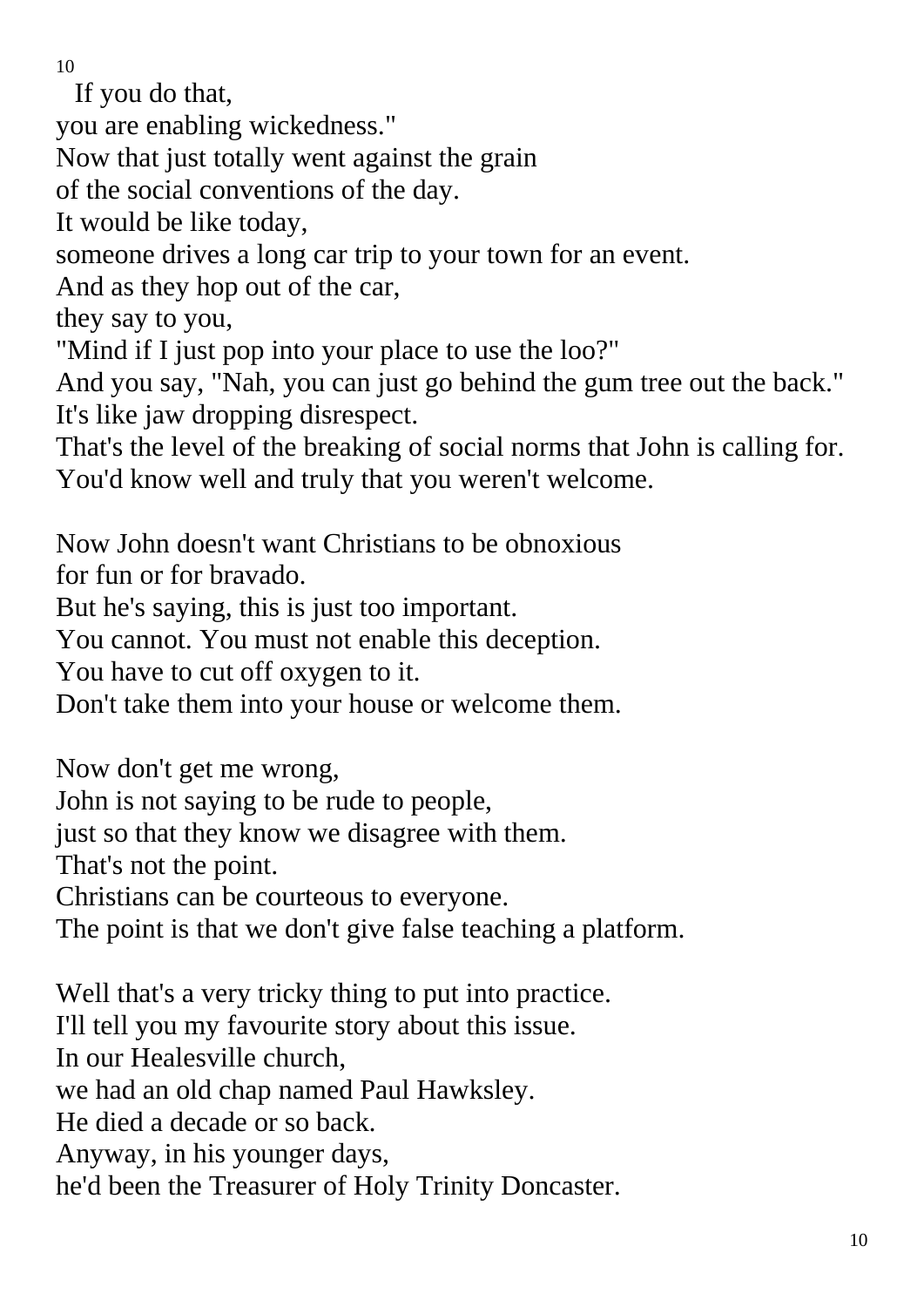If you do that,
you are enabling wickedness."
Now that just totally went against the grain
of the social conventions of the day.
It would be like today,
someone drives a long car trip to your town for an event.
And as they hop out of the car,
they say to you,
"Mind if I just pop into your place to use the loo?"
And you say, "Nah, you can just go behind the gum tree out the back."
It's like jaw dropping disrespect.
That's the level of the breaking of social norms that John is calling for.
You'd know well and truly that you weren't welcome.

Now John doesn't want Christians to be obnoxious
for fun or for bravado.
But he's saying, this is just too important.
You cannot. You must not enable this deception.
You have to cut off oxygen to it.
Don't take them into your house or welcome them.

Now don't get me wrong,
John is not saying to be rude to people,
just so that they know we disagree with them.
That's not the point.
Christians can be courteous to everyone.
The point is that we don't give false teaching a platform.

Well that's a very tricky thing to put into practice.
I'll tell you my favourite story about this issue.
In our Healesville church,
we had an old chap named Paul Hawksley.
He died a decade or so back.
Anyway, in his younger days,
he'd been the Treasurer of Holy Trinity Doncaster.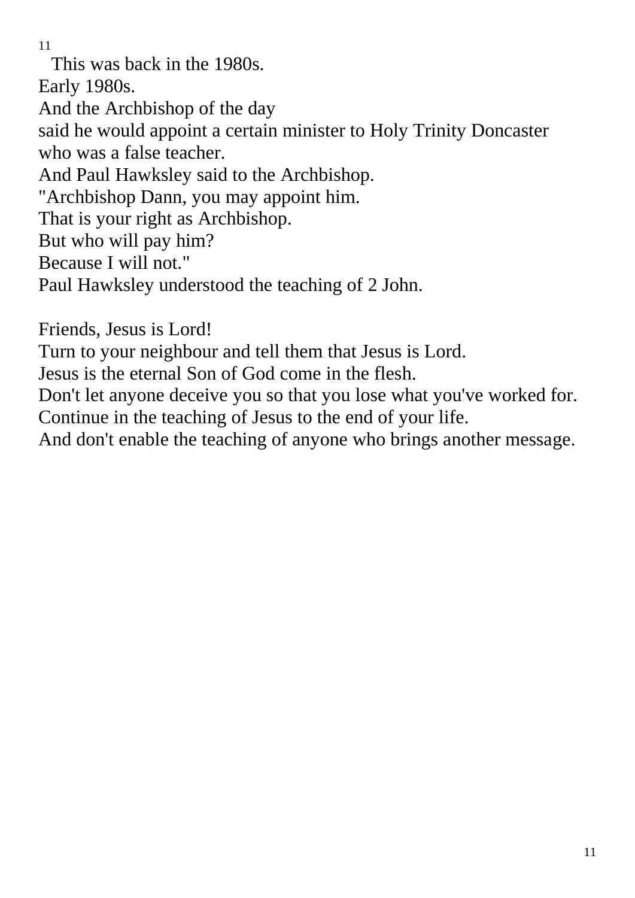This was back in the 1980s.
Early 1980s.
And the Archbishop of the day
said he would appoint a certain minister to Holy Trinity Doncaster
who was a false teacher.
And Paul Hawksley said to the Archbishop.
"Archbishop Dann, you may appoint him.
That is your right as Archbishop.
But who will pay him?
Because I will not."
Paul Hawksley understood the teaching of 2 John.

Friends, Jesus is Lord!
Turn to your neighbour and tell them that Jesus is Lord.
Jesus is the eternal Son of God come in the flesh.
Don't let anyone deceive you so that you lose what you've worked for.
Continue in the teaching of Jesus to the end of your life.
And don't enable the teaching of anyone who brings another message.